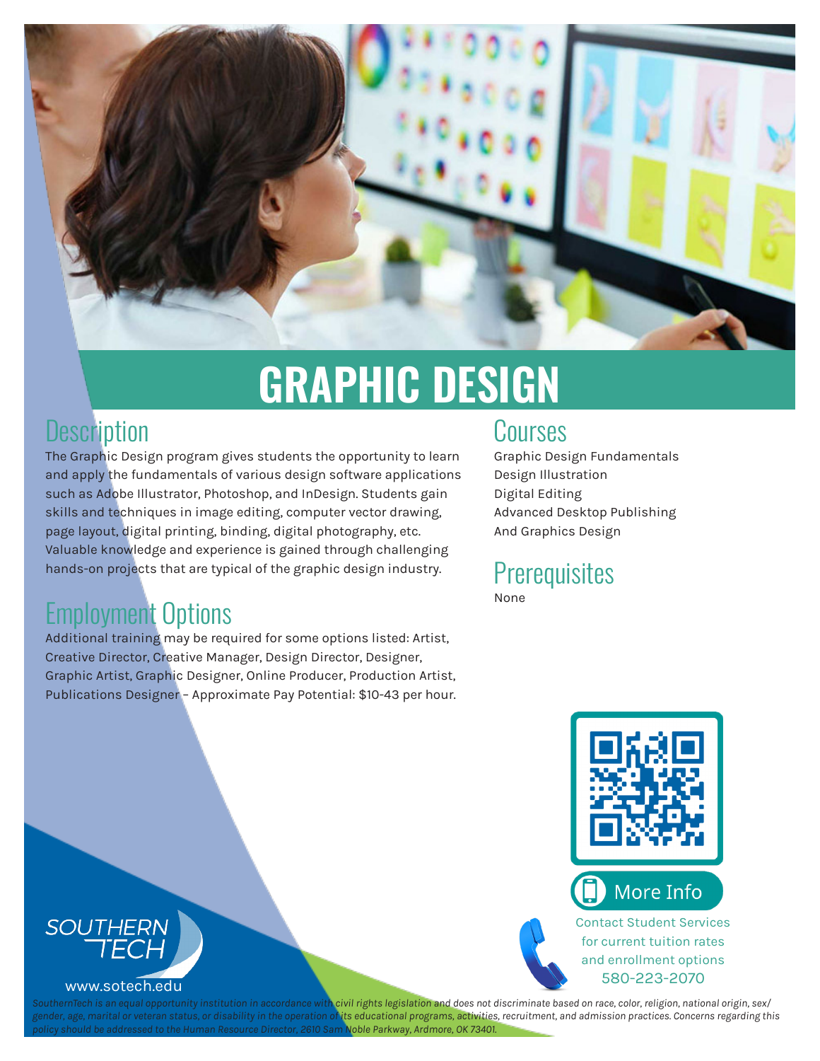# GRAPHIC DESIGN

## Description

The Graphic Design program gives students the opportunity to learn and apply the fundamentals of various design software applications such as Adobe Illustrator, Photoshop, and InDesign. Students gain skills and techniques in image editing, computer vector drawing, page layout, digital printing, binding, digital photography, etc. Valuable knowledge and experience is gained through challenging hands-on projects that are typical of the graphic design industry.

## Employment Options

Additional training may be required for some options listed: Artist, Creative Director, Creative Manager, Design Director, Designer, Graphic Artist, Graphic Designer, Online Producer, Production Artist, Publications Designer – Approximate Pay Potential: $10-43 per hour.

## Courses

Graphic Design Fundamentals
Design Illustration
Digital Editing
Advanced Desktop Publishing
And Graphics Design

## Prerequisites

None

More Info

Contact Student Services for current tuition rates and enrollment options
580-223-2070

SOUTHERN TECH
www.sotech.edu

*SouthernTech is an equal opportunity institution in accordance with civil rights legislation and does not discriminate based on race, color, religion, national origin, sex/gender, age, marital or veteran status, or disability in the operation of its educational programs, activities, recruitment, and admission practices. Concerns regarding this policy should be addressed to the Human Resource Director, 2610 Sam Noble Parkway, Ardmore, OK 73401.*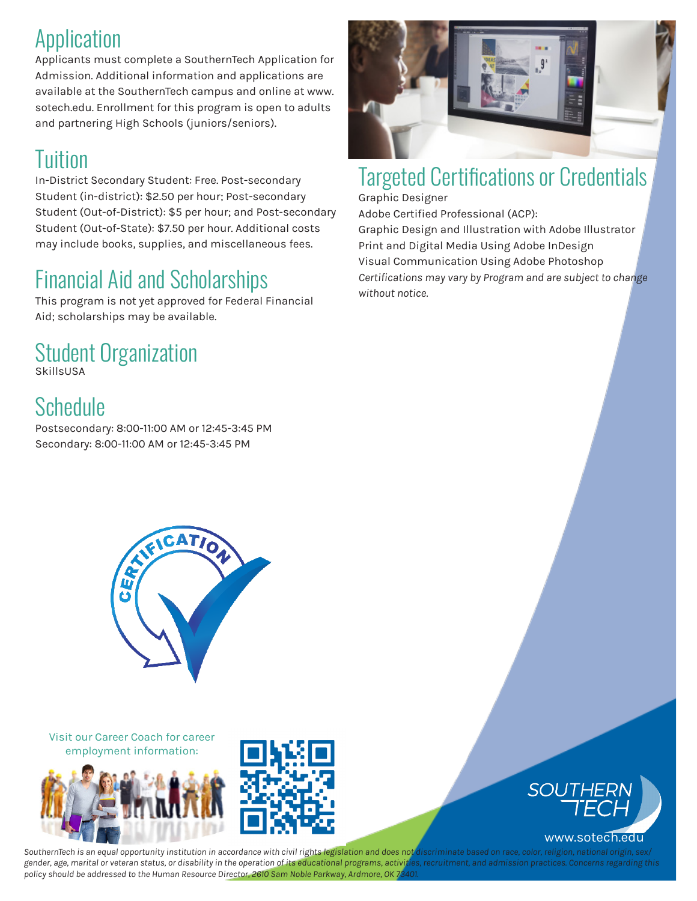## Application

Applicants must complete a SouthernTech Application for Admission. Additional information and applications are available at the SouthernTech campus and online at www.sotech.edu. Enrollment for this program is open to adults and partnering High Schools (juniors/seniors).

## Tuition

In-District Secondary Student: Free. Post-secondary Student (in-district): $2.50 per hour; Post-secondary Student (Out-of-District): $5 per hour; and Post-secondary Student (Out-of-State): $7.50 per hour. Additional costs may include books, supplies, and miscellaneous fees.

## Financial Aid and Scholarships

This program is not yet approved for Federal Financial Aid; scholarships may be available.

## Student Organization

SkillsUSA

## Schedule

Postsecondary: 8:00-11:00 AM or 12:45-3:45 PM
Secondary: 8:00-11:00 AM or 12:45-3:45 PM

## Targeted Certifications or Credentials

Graphic Designer
Adobe Certified Professional (ACP):
Graphic Design and Illustration with Adobe Illustrator
Print and Digital Media Using Adobe InDesign
Visual Communication Using Adobe Photoshop
*Certifications may vary by Program and are subject to change without notice.*

Visit our Career Coach for career employment information:

SOUTHERN TECH
www.sotech.edu

*SouthernTech is an equal opportunity institution in accordance with civil rights legislation and does not discriminate based on race, color, religion, national origin, sex/gender, age, marital or veteran status, or disability in the operation of its educational programs, activities, recruitment, and admission practices. Concerns regarding this policy should be addressed to the Human Resource Director, 2610 Sam Noble Parkway, Ardmore, OK 73401.*